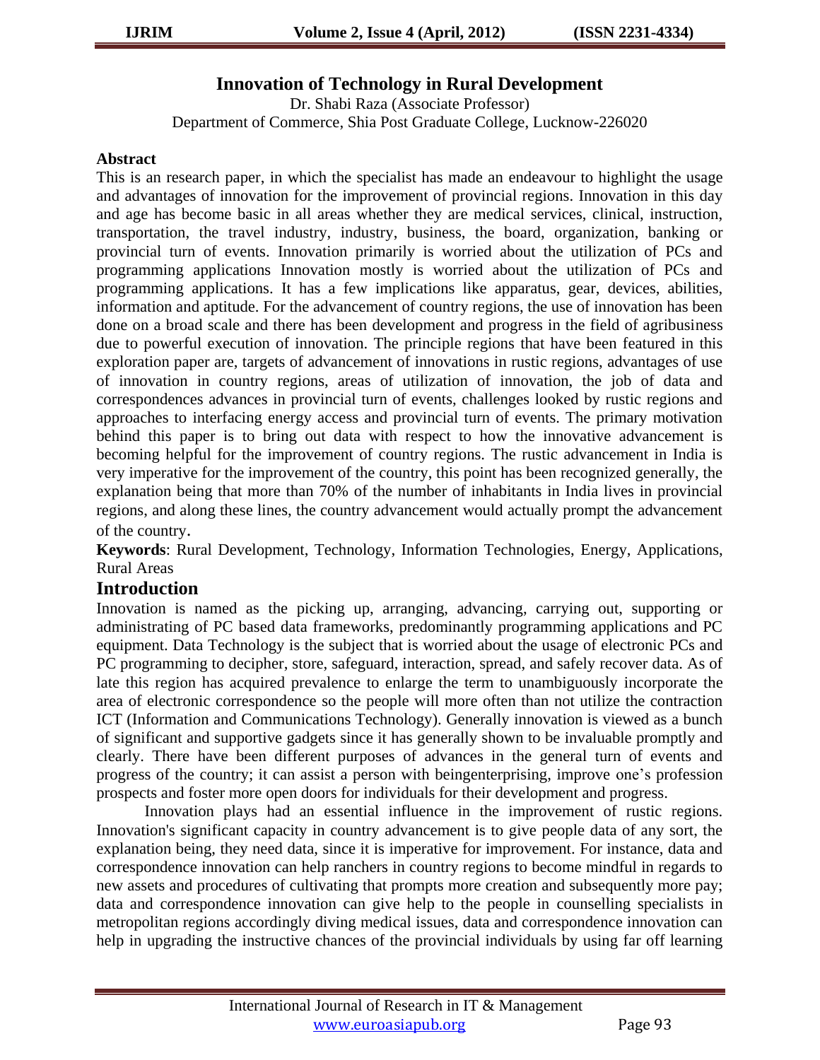# Innovation of Technology in Rural Development

Dr. Shabi Raza (Associate Professor)
Department of Commerce, Shia Post Graduate College, Lucknow-226020

## Abstract

This is an research paper, in which the specialist has made an endeavour to highlight the usage and advantages of innovation for the improvement of provincial regions. Innovation in this day and age has become basic in all areas whether they are medical services, clinical, instruction, transportation, the travel industry, industry, business, the board, organization, banking or provincial turn of events. Innovation primarily is worried about the utilization of PCs and programming applications Innovation mostly is worried about the utilization of PCs and programming applications. It has a few implications like apparatus, gear, devices, abilities, information and aptitude. For the advancement of country regions, the use of innovation has been done on a broad scale and there has been development and progress in the field of agribusiness due to powerful execution of innovation. The principle regions that have been featured in this exploration paper are, targets of advancement of innovations in rustic regions, advantages of use of innovation in country regions, areas of utilization of innovation, the job of data and correspondences advances in provincial turn of events, challenges looked by rustic regions and approaches to interfacing energy access and provincial turn of events. The primary motivation behind this paper is to bring out data with respect to how the innovative advancement is becoming helpful for the improvement of country regions. The rustic advancement in India is very imperative for the improvement of the country, this point has been recognized generally, the explanation being that more than 70% of the number of inhabitants in India lives in provincial regions, and along these lines, the country advancement would actually prompt the advancement of the country.

**Keywords**: Rural Development, Technology, Information Technologies, Energy, Applications, Rural Areas

## Introduction

Innovation is named as the picking up, arranging, advancing, carrying out, supporting or administrating of PC based data frameworks, predominantly programming applications and PC equipment. Data Technology is the subject that is worried about the usage of electronic PCs and PC programming to decipher, store, safeguard, interaction, spread, and safely recover data. As of late this region has acquired prevalence to enlarge the term to unambiguously incorporate the area of electronic correspondence so the people will more often than not utilize the contraction ICT (Information and Communications Technology). Generally innovation is viewed as a bunch of significant and supportive gadgets since it has generally shown to be invaluable promptly and clearly. There have been different purposes of advances in the general turn of events and progress of the country; it can assist a person with beingenterprising, improve one's profession prospects and foster more open doors for individuals for their development and progress.

Innovation plays had an essential influence in the improvement of rustic regions. Innovation's significant capacity in country advancement is to give people data of any sort, the explanation being, they need data, since it is imperative for improvement. For instance, data and correspondence innovation can help ranchers in country regions to become mindful in regards to new assets and procedures of cultivating that prompts more creation and subsequently more pay; data and correspondence innovation can give help to the people in counselling specialists in metropolitan regions accordingly diving medical issues, data and correspondence innovation can help in upgrading the instructive chances of the provincial individuals by using far off learning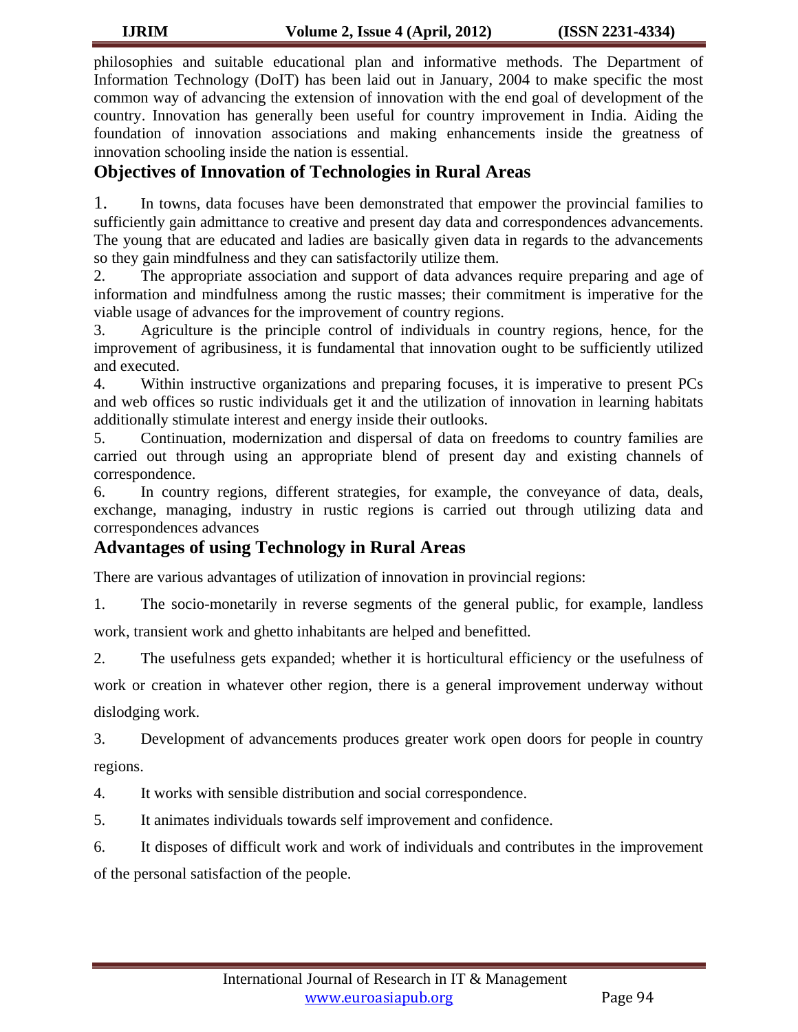philosophies and suitable educational plan and informative methods. The Department of Information Technology (DoIT) has been laid out in January, 2004 to make specific the most common way of advancing the extension of innovation with the end goal of development of the country. Innovation has generally been useful for country improvement in India. Aiding the foundation of innovation associations and making enhancements inside the greatness of innovation schooling inside the nation is essential.

## Objectives of Innovation of Technologies in Rural Areas

1. In towns, data focuses have been demonstrated that empower the provincial families to sufficiently gain admittance to creative and present day data and correspondences advancements. The young that are educated and ladies are basically given data in regards to the advancements so they gain mindfulness and they can satisfactorily utilize them.
2. The appropriate association and support of data advances require preparing and age of information and mindfulness among the rustic masses; their commitment is imperative for the viable usage of advances for the improvement of country regions.
3. Agriculture is the principle control of individuals in country regions, hence, for the improvement of agribusiness, it is fundamental that innovation ought to be sufficiently utilized and executed.
4. Within instructive organizations and preparing focuses, it is imperative to present PCs and web offices so rustic individuals get it and the utilization of innovation in learning habitats additionally stimulate interest and energy inside their outlooks.
5. Continuation, modernization and dispersal of data on freedoms to country families are carried out through using an appropriate blend of present day and existing channels of correspondence.
6. In country regions, different strategies, for example, the conveyance of data, deals, exchange, managing, industry in rustic regions is carried out through utilizing data and correspondences advances

## Advantages of using Technology in Rural Areas

There are various advantages of utilization of innovation in provincial regions:

1. The socio-monetarily in reverse segments of the general public, for example, landless work, transient work and ghetto inhabitants are helped and benefitted.
2. The usefulness gets expanded; whether it is horticultural efficiency or the usefulness of work or creation in whatever other region, there is a general improvement underway without dislodging work.
3. Development of advancements produces greater work open doors for people in country regions.
4. It works with sensible distribution and social correspondence.
5. It animates individuals towards self improvement and confidence.
6. It disposes of difficult work and work of individuals and contributes in the improvement of the personal satisfaction of the people.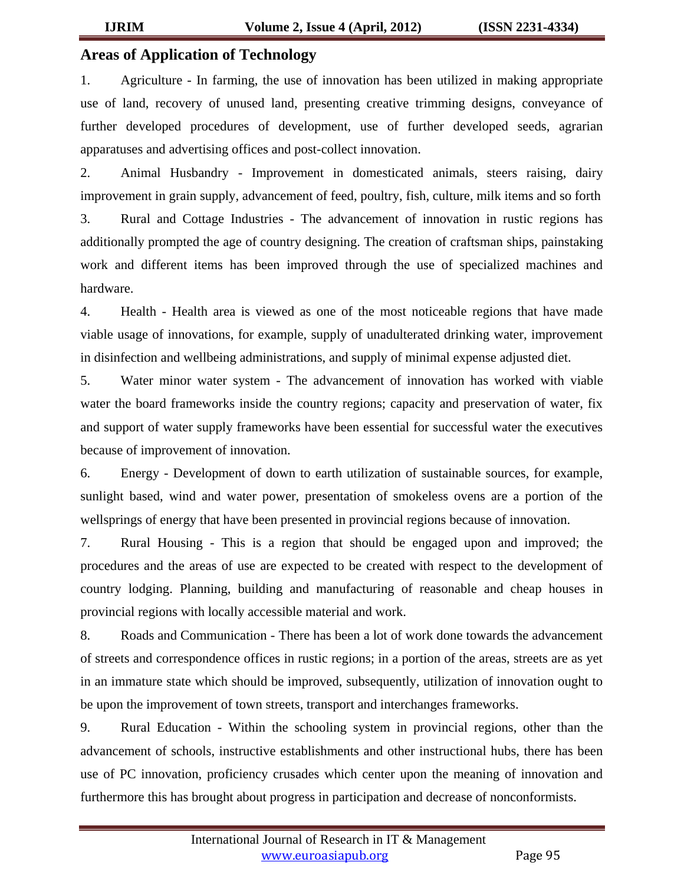## Areas of Application of Technology

1. Agriculture - In farming, the use of innovation has been utilized in making appropriate use of land, recovery of unused land, presenting creative trimming designs, conveyance of further developed procedures of development, use of further developed seeds, agrarian apparatuses and advertising offices and post-collect innovation.
2. Animal Husbandry - Improvement in domesticated animals, steers raising, dairy improvement in grain supply, advancement of feed, poultry, fish, culture, milk items and so forth
3. Rural and Cottage Industries - The advancement of innovation in rustic regions has additionally prompted the age of country designing. The creation of craftsman ships, painstaking work and different items has been improved through the use of specialized machines and hardware.
4. Health - Health area is viewed as one of the most noticeable regions that have made viable usage of innovations, for example, supply of unadulterated drinking water, improvement in disinfection and wellbeing administrations, and supply of minimal expense adjusted diet.
5. Water minor water system - The advancement of innovation has worked with viable water the board frameworks inside the country regions; capacity and preservation of water, fix and support of water supply frameworks have been essential for successful water the executives because of improvement of innovation.
6. Energy - Development of down to earth utilization of sustainable sources, for example, sunlight based, wind and water power, presentation of smokeless ovens are a portion of the wellsprings of energy that have been presented in provincial regions because of innovation.
7. Rural Housing - This is a region that should be engaged upon and improved; the procedures and the areas of use are expected to be created with respect to the development of country lodging. Planning, building and manufacturing of reasonable and cheap houses in provincial regions with locally accessible material and work.
8. Roads and Communication - There has been a lot of work done towards the advancement of streets and correspondence offices in rustic regions; in a portion of the areas, streets are as yet in an immature state which should be improved, subsequently, utilization of innovation ought to be upon the improvement of town streets, transport and interchanges frameworks.
9. Rural Education - Within the schooling system in provincial regions, other than the advancement of schools, instructive establishments and other instructional hubs, there has been use of PC innovation, proficiency crusades which center upon the meaning of innovation and furthermore this has brought about progress in participation and decrease of nonconformists.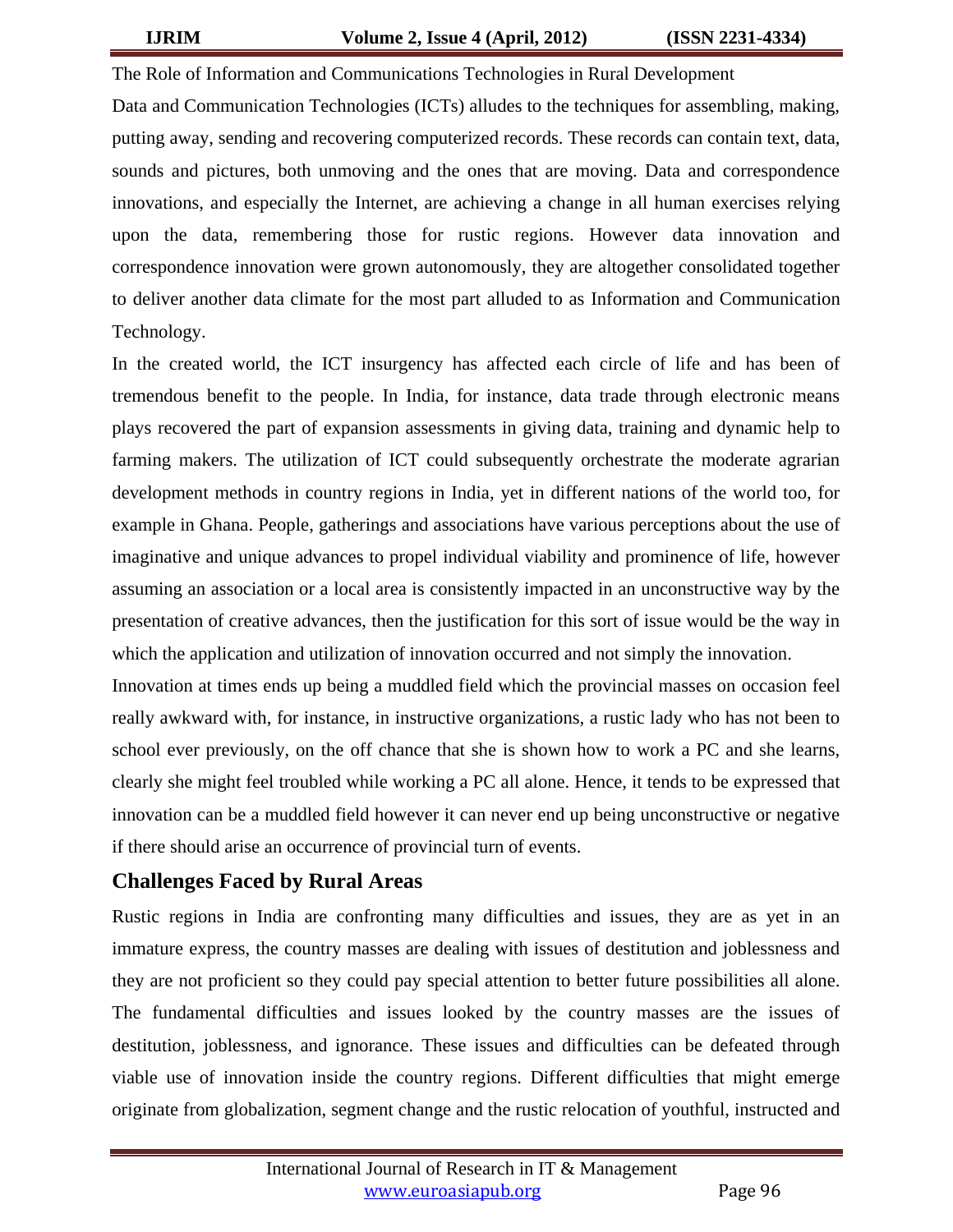The Role of Information and Communications Technologies in Rural Development

Data and Communication Technologies (ICTs) alludes to the techniques for assembling, making, putting away, sending and recovering computerized records. These records can contain text, data, sounds and pictures, both unmoving and the ones that are moving. Data and correspondence innovations, and especially the Internet, are achieving a change in all human exercises relying upon the data, remembering those for rustic regions. However data innovation and correspondence innovation were grown autonomously, they are altogether consolidated together to deliver another data climate for the most part alluded to as Information and Communication Technology.

In the created world, the ICT insurgency has affected each circle of life and has been of tremendous benefit to the people. In India, for instance, data trade through electronic means plays recovered the part of expansion assessments in giving data, training and dynamic help to farming makers. The utilization of ICT could subsequently orchestrate the moderate agrarian development methods in country regions in India, yet in different nations of the world too, for example in Ghana. People, gatherings and associations have various perceptions about the use of imaginative and unique advances to propel individual viability and prominence of life, however assuming an association or a local area is consistently impacted in an unconstructive way by the presentation of creative advances, then the justification for this sort of issue would be the way in which the application and utilization of innovation occurred and not simply the innovation.

Innovation at times ends up being a muddled field which the provincial masses on occasion feel really awkward with, for instance, in instructive organizations, a rustic lady who has not been to school ever previously, on the off chance that she is shown how to work a PC and she learns, clearly she might feel troubled while working a PC all alone. Hence, it tends to be expressed that innovation can be a muddled field however it can never end up being unconstructive or negative if there should arise an occurrence of provincial turn of events.

## Challenges Faced by Rural Areas

Rustic regions in India are confronting many difficulties and issues, they are as yet in an immature express, the country masses are dealing with issues of destitution and joblessness and they are not proficient so they could pay special attention to better future possibilities all alone. The fundamental difficulties and issues looked by the country masses are the issues of destitution, joblessness, and ignorance. These issues and difficulties can be defeated through viable use of innovation inside the country regions. Different difficulties that might emerge originate from globalization, segment change and the rustic relocation of youthful, instructed and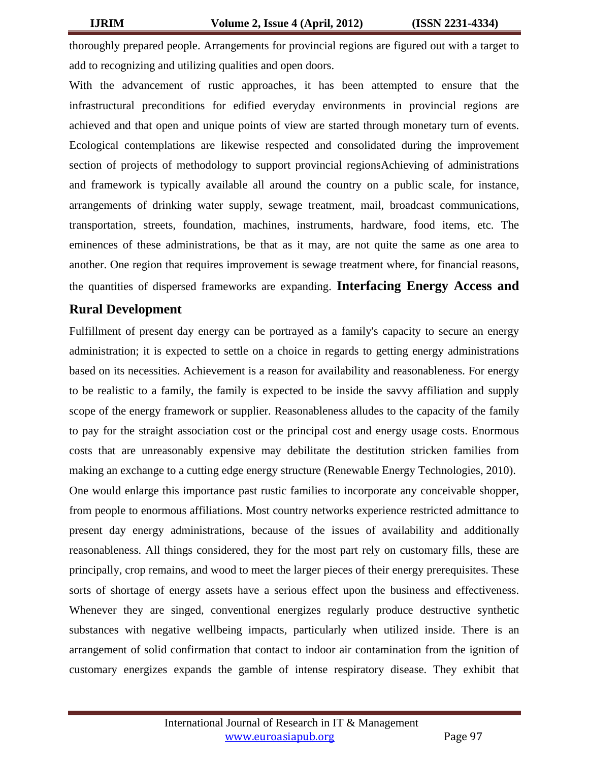thoroughly prepared people. Arrangements for provincial regions are figured out with a target to add to recognizing and utilizing qualities and open doors.

With the advancement of rustic approaches, it has been attempted to ensure that the infrastructural preconditions for edified everyday environments in provincial regions are achieved and that open and unique points of view are started through monetary turn of events. Ecological contemplations are likewise respected and consolidated during the improvement section of projects of methodology to support provincial regionsAchieving of administrations and framework is typically available all around the country on a public scale, for instance, arrangements of drinking water supply, sewage treatment, mail, broadcast communications, transportation, streets, foundation, machines, instruments, hardware, food items, etc. The eminences of these administrations, be that as it may, are not quite the same as one area to another. One region that requires improvement is sewage treatment where, for financial reasons, the quantities of dispersed frameworks are expanding.

## Interfacing Energy Access and Rural Development

Fulfillment of present day energy can be portrayed as a family's capacity to secure an energy administration; it is expected to settle on a choice in regards to getting energy administrations based on its necessities. Achievement is a reason for availability and reasonableness. For energy to be realistic to a family, the family is expected to be inside the savvy affiliation and supply scope of the energy framework or supplier. Reasonableness alludes to the capacity of the family to pay for the straight association cost or the principal cost and energy usage costs. Enormous costs that are unreasonably expensive may debilitate the destitution stricken families from making an exchange to a cutting edge energy structure (Renewable Energy Technologies, 2010).

One would enlarge this importance past rustic families to incorporate any conceivable shopper, from people to enormous affiliations. Most country networks experience restricted admittance to present day energy administrations, because of the issues of availability and additionally reasonableness. All things considered, they for the most part rely on customary fills, these are principally, crop remains, and wood to meet the larger pieces of their energy prerequisites. These sorts of shortage of energy assets have a serious effect upon the business and effectiveness. Whenever they are singed, conventional energizes regularly produce destructive synthetic substances with negative wellbeing impacts, particularly when utilized inside. There is an arrangement of solid confirmation that contact to indoor air contamination from the ignition of customary energizes expands the gamble of intense respiratory disease. They exhibit that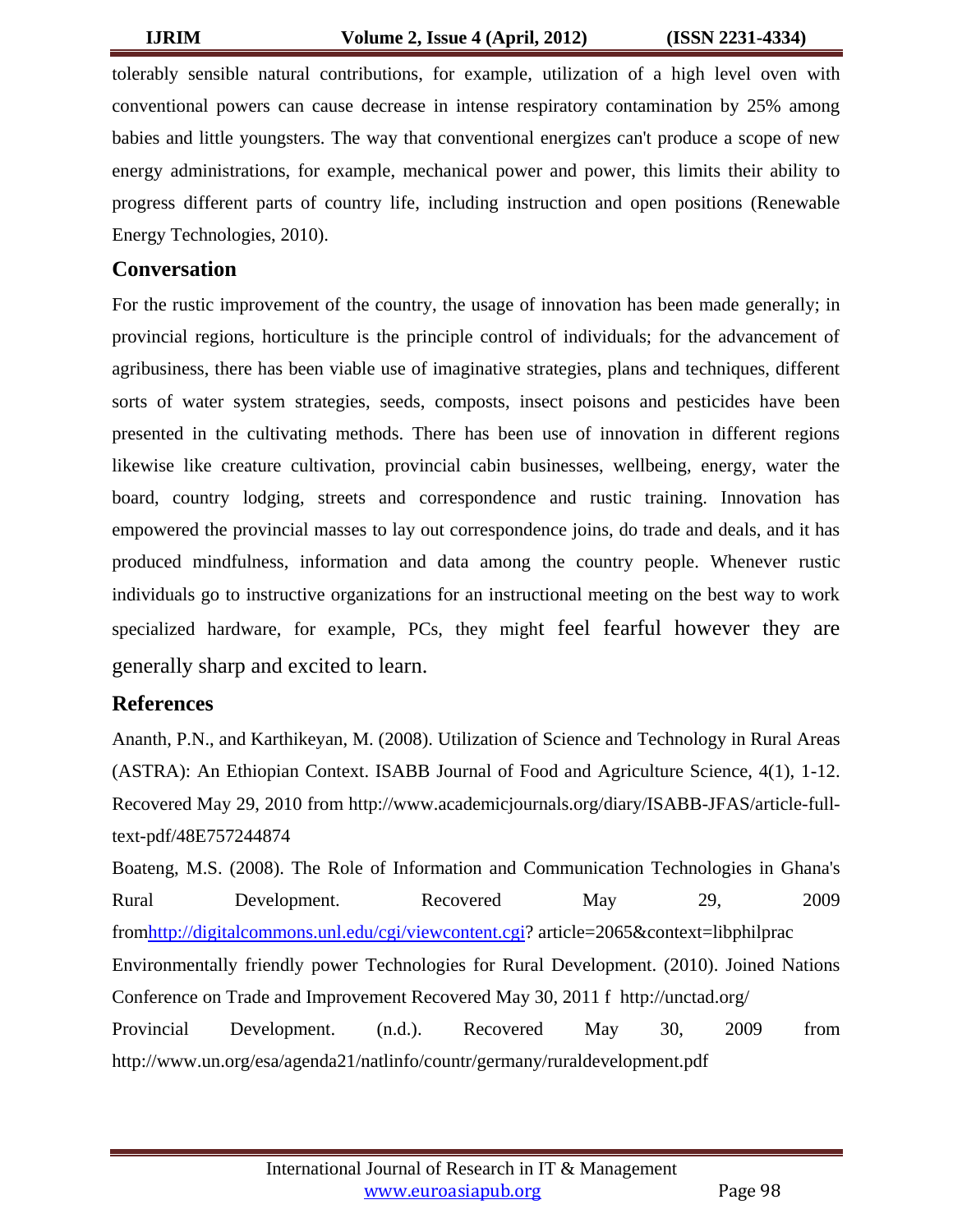tolerably sensible natural contributions, for example, utilization of a high level oven with conventional powers can cause decrease in intense respiratory contamination by 25% among babies and little youngsters. The way that conventional energizes can't produce a scope of new energy administrations, for example, mechanical power and power, this limits their ability to progress different parts of country life, including instruction and open positions (Renewable Energy Technologies, 2010).

## Conversation

For the rustic improvement of the country, the usage of innovation has been made generally; in provincial regions, horticulture is the principle control of individuals; for the advancement of agribusiness, there has been viable use of imaginative strategies, plans and techniques, different sorts of water system strategies, seeds, composts, insect poisons and pesticides have been presented in the cultivating methods. There has been use of innovation in different regions likewise like creature cultivation, provincial cabin businesses, wellbeing, energy, water the board, country lodging, streets and correspondence and rustic training. Innovation has empowered the provincial masses to lay out correspondence joins, do trade and deals, and it has produced mindfulness, information and data among the country people. Whenever rustic individuals go to instructive organizations for an instructional meeting on the best way to work specialized hardware, for example, PCs, they might feel fearful however they are generally sharp and excited to learn.

## References

Ananth, P.N., and Karthikeyan, M. (2008). Utilization of Science and Technology in Rural Areas (ASTRA): An Ethiopian Context. ISABB Journal of Food and Agriculture Science, 4(1), 1-12. Recovered May 29, 2010 from http://www.academicjournals.org/diary/ISABB-JFAS/article-full-text-pdf/48E757244874

Boateng, M.S. (2008). The Role of Information and Communication Technologies in Ghana's Rural Development. Recovered May 29, 2009 fromhttp://digitalcommons.unl.edu/cgi/viewcontent.cgi? article=2065&context=libphilprac

Environmentally friendly power Technologies for Rural Development. (2010). Joined Nations Conference on Trade and Improvement Recovered May 30, 2011 f http://unctad.org/

Provincial Development. (n.d.). Recovered May 30, 2009 from http://www.un.org/esa/agenda21/natlinfo/countr/germany/ruraldevelopment.pdf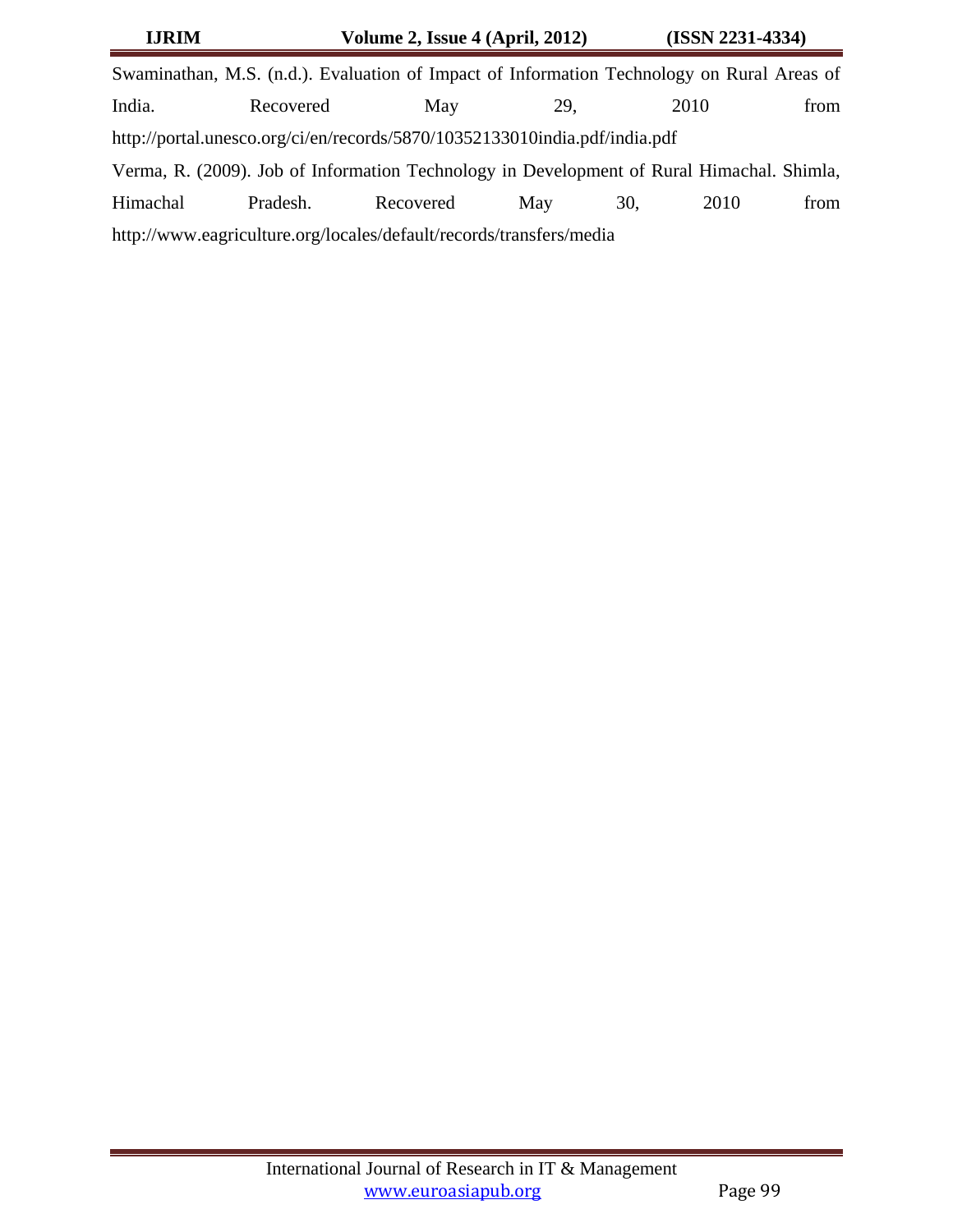Swaminathan, M.S. (n.d.). Evaluation of Impact of Information Technology on Rural Areas of India. Recovered May 29, 2010 from http://portal.unesco.org/ci/en/records/5870/10352133010india.pdf/india.pdf

Verma, R. (2009). Job of Information Technology in Development of Rural Himachal. Shimla, Himachal Pradesh. Recovered May 30, 2010 from http://www.eagriculture.org/locales/default/records/transfers/media